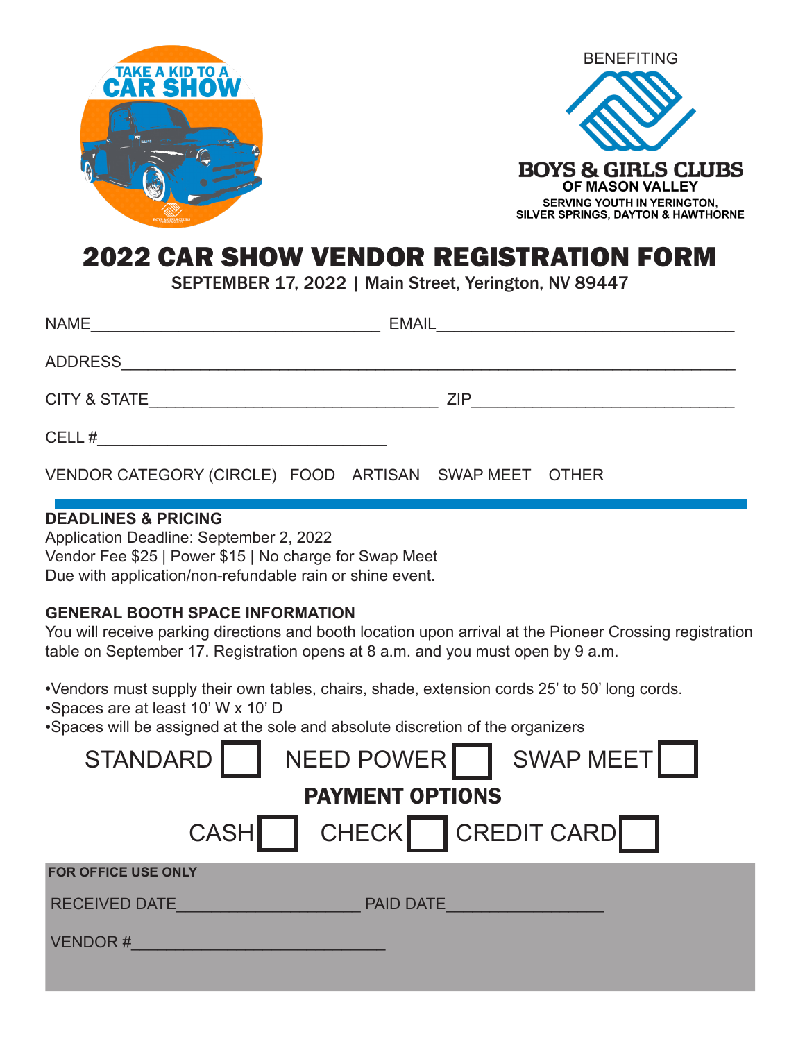TAKE A KID TO A CAR SHOW

BENEFITING

BOYS & GIRLS CLUBS OF MASON VALLEY

SERVING YOUTH IN YERINGTON, SILVER SPRINGS, DAYTON & HAWTHORNE

# 2022 CAR SHOW VENDOR REGISTRATION FORM

SEPTEMBER 17, 2022 | Main Street, Yerington, NV 89447

NAME________________________________ EMAIL__________________________________

ADDRESS_____________________________________________________________________

CITY & STATE________________________________ ZIP_____________________________

CELL #________________________________

VENDOR CATEGORY (CIRCLE) FOOD ARTISAN SWAP MEET OTHER

### DEADLINES & PRICING

Application Deadline: September 2, 2022
Vendor Fee $25 | Power $15 | No charge for Swap Meet
Due with application/non-refundable rain or shine event.

### GENERAL BOOTH SPACE INFORMATION

You will receive parking directions and booth location upon arrival at the Pioneer Crossing registration table on September 17. Registration opens at 8 a.m. and you must open by 9 a.m.

- Vendors must supply their own tables, chairs, shade, extension cords 25' to 50' long cords.
- Spaces are at least 10' W x 10' D
- Spaces will be assigned at the sole and absolute discretion of the organizers

STANDARD ☐ NEED POWER ☐ SWAP MEET ☐

## PAYMENT OPTIONS

CASH ☐ CHECK ☐ CREDIT CARD ☐

**FOR OFFICE USE ONLY**

RECEIVED DATE____________________ PAID DATE_________________

VENDOR #____________________________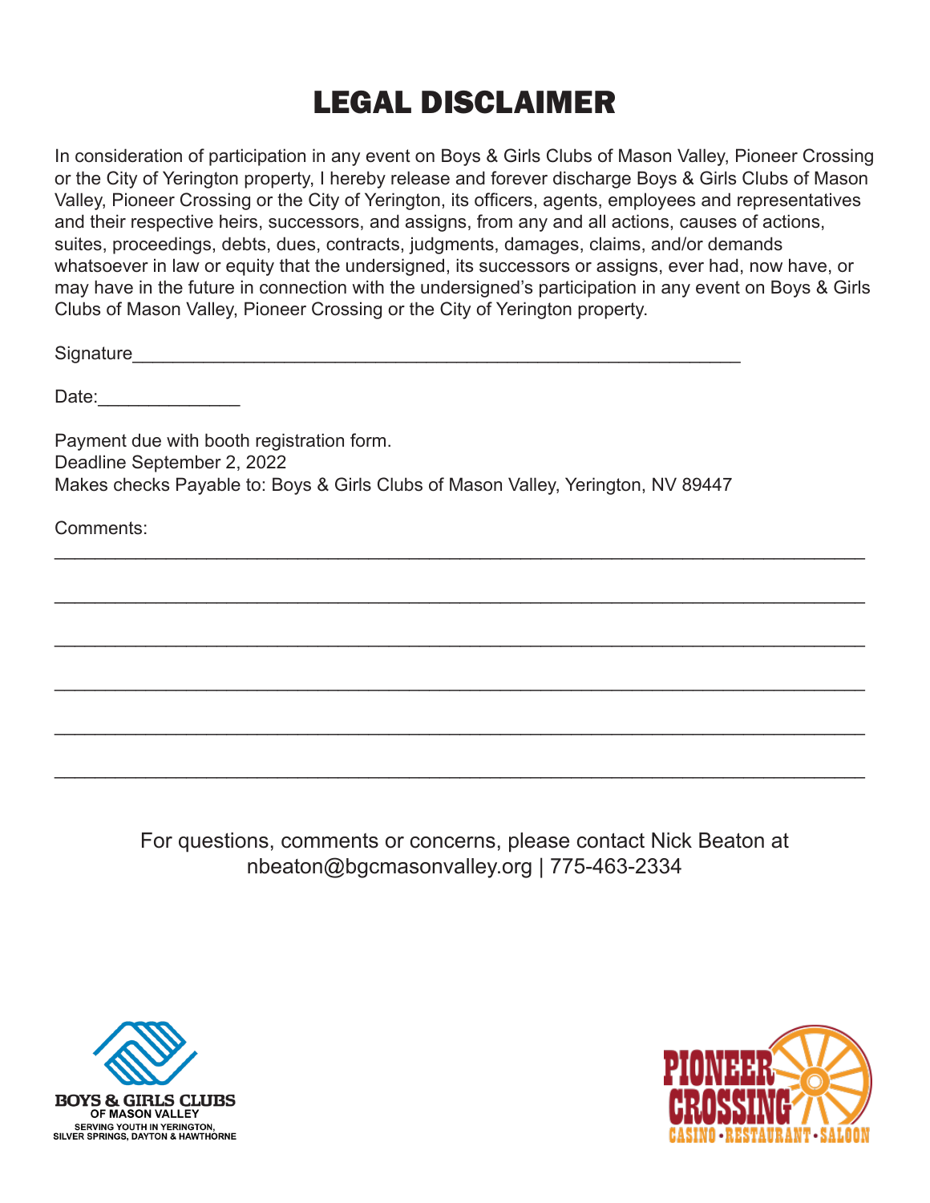# LEGAL DISCLAIMER

In consideration of participation in any event on Boys & Girls Clubs of Mason Valley, Pioneer Crossing or the City of Yerington property, I hereby release and forever discharge Boys & Girls Clubs of Mason Valley, Pioneer Crossing or the City of Yerington, its officers, agents, employees and representatives and their respective heirs, successors, and assigns, from any and all actions, causes of actions, suites, proceedings, debts, dues, contracts, judgments, damages, claims, and/or demands whatsoever in law or equity that the undersigned, its successors or assigns, ever had, now have, or may have in the future in connection with the undersigned's participation in any event on Boys & Girls Clubs of Mason Valley, Pioneer Crossing or the City of Yerington property.

Signature___________________________________________________________

Date:______________

Payment due with booth registration form.
Deadline September 2, 2022
Makes checks Payable to: Boys & Girls Clubs of Mason Valley, Yerington, NV 89447

Comments:
_______________________________________________________________________________

_______________________________________________________________________________

_______________________________________________________________________________

_______________________________________________________________________________

_______________________________________________________________________________

_______________________________________________________________________________

For questions, comments or concerns, please contact Nick Beaton at nbeaton@bgcmasonvalley.org | 775-463-2334

BOYS & GIRLS CLUBS OF MASON VALLEY
SERVING YOUTH IN YERINGTON, SILVER SPRINGS, DAYTON & HAWTHORNE

PIONEER CROSSING
CASINO • RESTAURANT • SALOON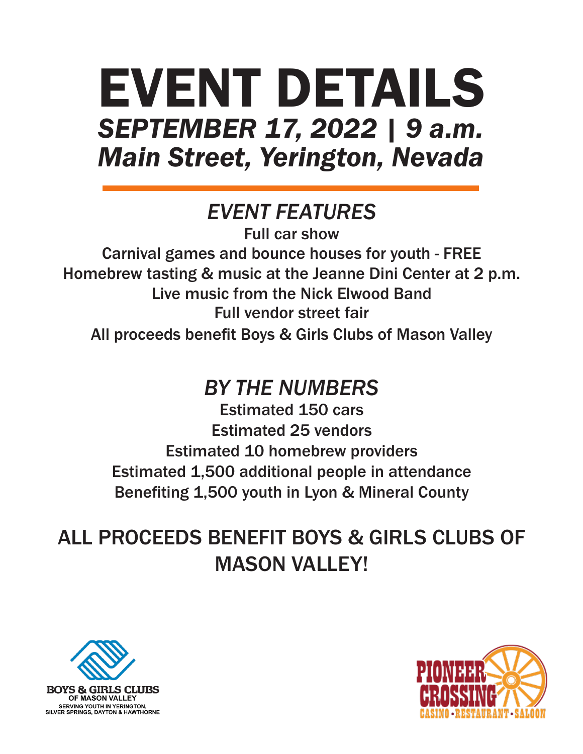# EVENT DETAILS

## *SEPTEMBER 17, 2022 | 9 a.m.*
## *Main Street, Yerington, Nevada*

---

## *EVENT FEATURES*

Full car show
Carnival games and bounce houses for youth - FREE
Homebrew tasting & music at the Jeanne Dini Center at 2 p.m.
Live music from the Nick Elwood Band
Full vendor street fair
All proceeds benefit Boys & Girls Clubs of Mason Valley

## *BY THE NUMBERS*

Estimated 150 cars
Estimated 25 vendors
Estimated 10 homebrew providers
Estimated 1,500 additional people in attendance
Benefiting 1,500 youth in Lyon & Mineral County

## ALL PROCEEDS BENEFIT BOYS & GIRLS CLUBS OF MASON VALLEY!

BOYS & GIRLS CLUBS
OF MASON VALLEY
SERVING YOUTH IN YERINGTON, SILVER SPRINGS, DAYTON & HAWTHORNE

PIONEER CROSSING
CASINO • RESTAURANT • SALOON